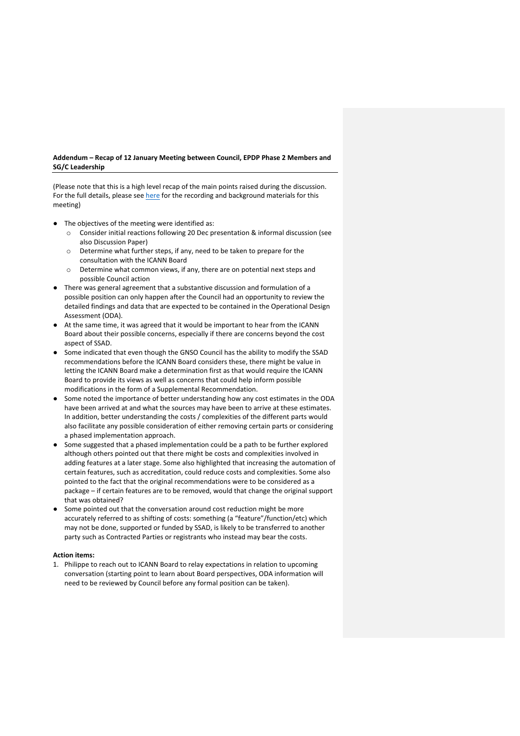**Addendum – Recap of 12 January Meeting between Council, EPDP Phase 2 Members and SG/C Leadership**

(Please note that this is a high level recap of the main points raised during the discussion. For the full details, please see here for the recording and background materials for this meeting)

- The objectives of the meeting were identified as:
  - Consider initial reactions following 20 Dec presentation & informal discussion (see also Discussion Paper)
  - Determine what further steps, if any, need to be taken to prepare for the consultation with the ICANN Board
  - Determine what common views, if any, there are on potential next steps and possible Council action
- There was general agreement that a substantive discussion and formulation of a possible position can only happen after the Council had an opportunity to review the detailed findings and data that are expected to be contained in the Operational Design Assessment (ODA).
- At the same time, it was agreed that it would be important to hear from the ICANN Board about their possible concerns, especially if there are concerns beyond the cost aspect of SSAD.
- Some indicated that even though the GNSO Council has the ability to modify the SSAD recommendations before the ICANN Board considers these, there might be value in letting the ICANN Board make a determination first as that would require the ICANN Board to provide its views as well as concerns that could help inform possible modifications in the form of a Supplemental Recommendation.
- Some noted the importance of better understanding how any cost estimates in the ODA have been arrived at and what the sources may have been to arrive at these estimates. In addition, better understanding the costs / complexities of the different parts would also facilitate any possible consideration of either removing certain parts or considering a phased implementation approach.
- Some suggested that a phased implementation could be a path to be further explored although others pointed out that there might be costs and complexities involved in adding features at a later stage. Some also highlighted that increasing the automation of certain features, such as accreditation, could reduce costs and complexities. Some also pointed to the fact that the original recommendations were to be considered as a package – if certain features are to be removed, would that change the original support that was obtained?
- Some pointed out that the conversation around cost reduction might be more accurately referred to as shifting of costs: something (a "feature"/function/etc) which may not be done, supported or funded by SSAD, is likely to be transferred to another party such as Contracted Parties or registrants who instead may bear the costs.

**Action items:**

1. Philippe to reach out to ICANN Board to relay expectations in relation to upcoming conversation (starting point to learn about Board perspectives, ODA information will need to be reviewed by Council before any formal position can be taken).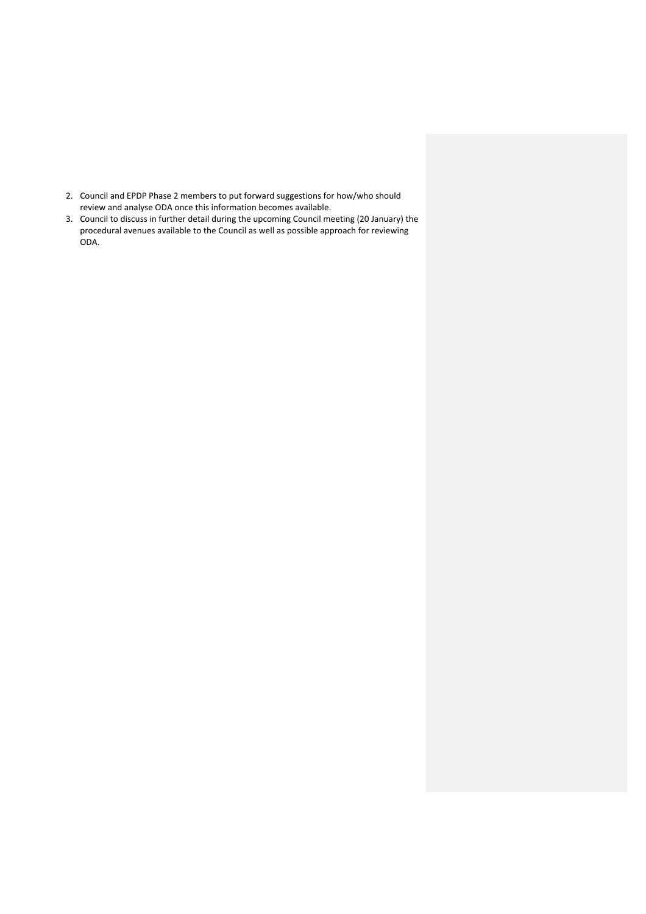2. Council and EPDP Phase 2 members to put forward suggestions for how/who should review and analyse ODA once this information becomes available.
3. Council to discuss in further detail during the upcoming Council meeting (20 January) the procedural avenues available to the Council as well as possible approach for reviewing ODA.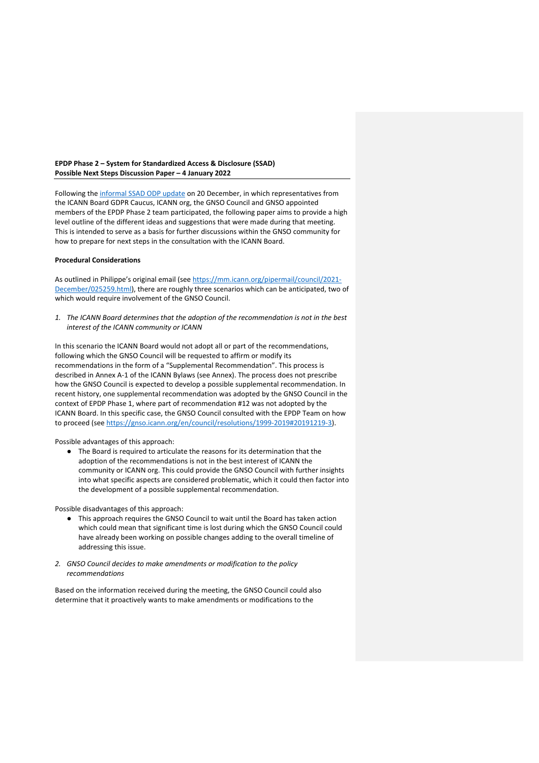**EPDP Phase 2 – System for Standardized Access & Disclosure (SSAD)**
**Possible Next Steps Discussion Paper – 4 January 2022**

Following the informal SSAD ODP update on 20 December, in which representatives from the ICANN Board GDPR Caucus, ICANN org, the GNSO Council and GNSO appointed members of the EPDP Phase 2 team participated, the following paper aims to provide a high level outline of the different ideas and suggestions that were made during that meeting. This is intended to serve as a basis for further discussions within the GNSO community for how to prepare for next steps in the consultation with the ICANN Board.

**Procedural Considerations**

As outlined in Philippe's original email (see https://mm.icann.org/pipermail/council/2021-December/025259.html), there are roughly three scenarios which can be anticipated, two of which would require involvement of the GNSO Council.

1. *The ICANN Board determines that the adoption of the recommendation is not in the best interest of the ICANN community or ICANN*

In this scenario the ICANN Board would not adopt all or part of the recommendations, following which the GNSO Council will be requested to affirm or modify its recommendations in the form of a "Supplemental Recommendation". This process is described in Annex A-1 of the ICANN Bylaws (see Annex). The process does not prescribe how the GNSO Council is expected to develop a possible supplemental recommendation. In recent history, one supplemental recommendation was adopted by the GNSO Council in the context of EPDP Phase 1, where part of recommendation #12 was not adopted by the ICANN Board. In this specific case, the GNSO Council consulted with the EPDP Team on how to proceed (see https://gnso.icann.org/en/council/resolutions/1999-2019#20191219-3).

Possible advantages of this approach:

- The Board is required to articulate the reasons for its determination that the adoption of the recommendations is not in the best interest of ICANN the community or ICANN org. This could provide the GNSO Council with further insights into what specific aspects are considered problematic, which it could then factor into the development of a possible supplemental recommendation.

Possible disadvantages of this approach:

- This approach requires the GNSO Council to wait until the Board has taken action which could mean that significant time is lost during which the GNSO Council could have already been working on possible changes adding to the overall timeline of addressing this issue.

2. *GNSO Council decides to make amendments or modification to the policy recommendations*

Based on the information received during the meeting, the GNSO Council could also determine that it proactively wants to make amendments or modifications to the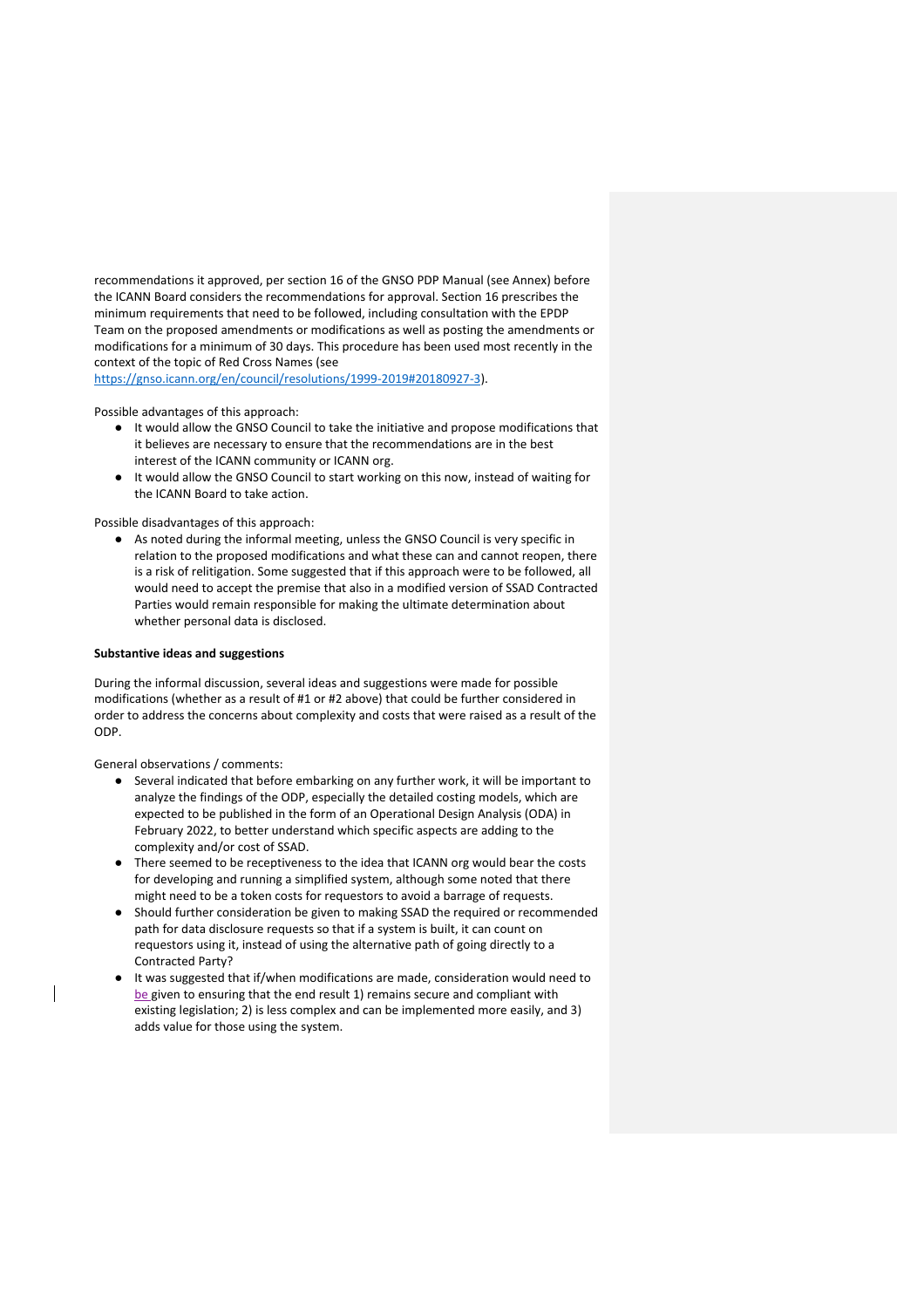recommendations it approved, per section 16 of the GNSO PDP Manual (see Annex) before the ICANN Board considers the recommendations for approval. Section 16 prescribes the minimum requirements that need to be followed, including consultation with the EPDP Team on the proposed amendments or modifications as well as posting the amendments or modifications for a minimum of 30 days. This procedure has been used most recently in the context of the topic of Red Cross Names (see https://gnso.icann.org/en/council/resolutions/1999-2019#20180927-3).

Possible advantages of this approach:

- It would allow the GNSO Council to take the initiative and propose modifications that it believes are necessary to ensure that the recommendations are in the best interest of the ICANN community or ICANN org.
- It would allow the GNSO Council to start working on this now, instead of waiting for the ICANN Board to take action.

Possible disadvantages of this approach:

- As noted during the informal meeting, unless the GNSO Council is very specific in relation to the proposed modifications and what these can and cannot reopen, there is a risk of relitigation. Some suggested that if this approach were to be followed, all would need to accept the premise that also in a modified version of SSAD Contracted Parties would remain responsible for making the ultimate determination about whether personal data is disclosed.

**Substantive ideas and suggestions**

During the informal discussion, several ideas and suggestions were made for possible modifications (whether as a result of #1 or #2 above) that could be further considered in order to address the concerns about complexity and costs that were raised as a result of the ODP.

General observations / comments:

- Several indicated that before embarking on any further work, it will be important to analyze the findings of the ODP, especially the detailed costing models, which are expected to be published in the form of an Operational Design Analysis (ODA) in February 2022, to better understand which specific aspects are adding to the complexity and/or cost of SSAD.
- There seemed to be receptiveness to the idea that ICANN org would bear the costs for developing and running a simplified system, although some noted that there might need to be a token costs for requestors to avoid a barrage of requests.
- Should further consideration be given to making SSAD the required or recommended path for data disclosure requests so that if a system is built, it can count on requestors using it, instead of using the alternative path of going directly to a Contracted Party?
- It was suggested that if/when modifications are made, consideration would need to be given to ensuring that the end result 1) remains secure and compliant with existing legislation; 2) is less complex and can be implemented more easily, and 3) adds value for those using the system.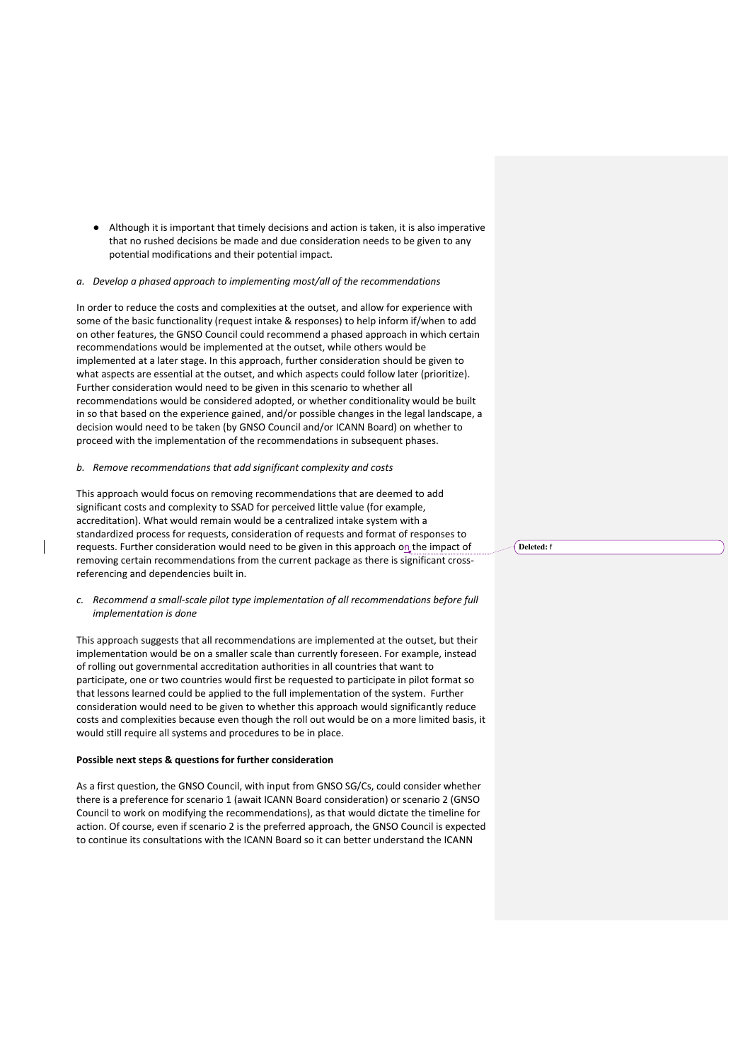- Although it is important that timely decisions and action is taken, it is also imperative that no rushed decisions be made and due consideration needs to be given to any potential modifications and their potential impact.

*a. Develop a phased approach to implementing most/all of the recommendations*

In order to reduce the costs and complexities at the outset, and allow for experience with some of the basic functionality (request intake & responses) to help inform if/when to add on other features, the GNSO Council could recommend a phased approach in which certain recommendations would be implemented at the outset, while others would be implemented at a later stage. In this approach, further consideration should be given to what aspects are essential at the outset, and which aspects could follow later (prioritize). Further consideration would need to be given in this scenario to whether all recommendations would be considered adopted, or whether conditionality would be built in so that based on the experience gained, and/or possible changes in the legal landscape, a decision would need to be taken (by GNSO Council and/or ICANN Board) on whether to proceed with the implementation of the recommendations in subsequent phases.

*b. Remove recommendations that add significant complexity and costs*

This approach would focus on removing recommendations that are deemed to add significant costs and complexity to SSAD for perceived little value (for example, accreditation). What would remain would be a centralized intake system with a standardized process for requests, consideration of requests and format of responses to requests. Further consideration would need to be given in this approach on the impact of removing certain recommendations from the current package as there is significant cross-referencing and dependencies built in.

*c. Recommend a small-scale pilot type implementation of all recommendations before full implementation is done*

This approach suggests that all recommendations are implemented at the outset, but their implementation would be on a smaller scale than currently foreseen. For example, instead of rolling out governmental accreditation authorities in all countries that want to participate, one or two countries would first be requested to participate in pilot format so that lessons learned could be applied to the full implementation of the system. Further consideration would need to be given to whether this approach would significantly reduce costs and complexities because even though the roll out would be on a more limited basis, it would still require all systems and procedures to be in place.

**Possible next steps & questions for further consideration**

As a first question, the GNSO Council, with input from GNSO SG/Cs, could consider whether there is a preference for scenario 1 (await ICANN Board consideration) or scenario 2 (GNSO Council to work on modifying the recommendations), as that would dictate the timeline for action. Of course, even if scenario 2 is the preferred approach, the GNSO Council is expected to continue its consultations with the ICANN Board so it can better understand the ICANN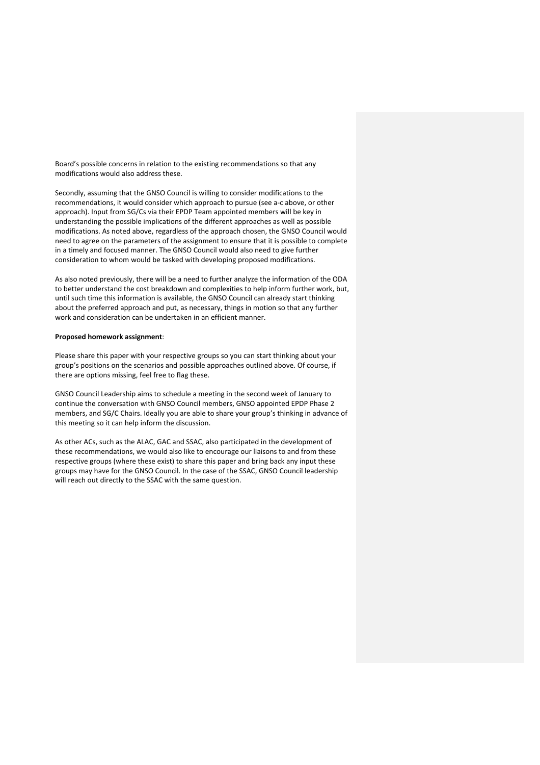Board's possible concerns in relation to the existing recommendations so that any modifications would also address these.

Secondly, assuming that the GNSO Council is willing to consider modifications to the recommendations, it would consider which approach to pursue (see a-c above, or other approach). Input from SG/Cs via their EPDP Team appointed members will be key in understanding the possible implications of the different approaches as well as possible modifications. As noted above, regardless of the approach chosen, the GNSO Council would need to agree on the parameters of the assignment to ensure that it is possible to complete in a timely and focused manner. The GNSO Council would also need to give further consideration to whom would be tasked with developing proposed modifications.

As also noted previously, there will be a need to further analyze the information of the ODA to better understand the cost breakdown and complexities to help inform further work, but, until such time this information is available, the GNSO Council can already start thinking about the preferred approach and put, as necessary, things in motion so that any further work and consideration can be undertaken in an efficient manner.

**Proposed homework assignment**:

Please share this paper with your respective groups so you can start thinking about your group's positions on the scenarios and possible approaches outlined above. Of course, if there are options missing, feel free to flag these.

GNSO Council Leadership aims to schedule a meeting in the second week of January to continue the conversation with GNSO Council members, GNSO appointed EPDP Phase 2 members, and SG/C Chairs. Ideally you are able to share your group's thinking in advance of this meeting so it can help inform the discussion.

As other ACs, such as the ALAC, GAC and SSAC, also participated in the development of these recommendations, we would also like to encourage our liaisons to and from these respective groups (where these exist) to share this paper and bring back any input these groups may have for the GNSO Council. In the case of the SSAC, GNSO Council leadership will reach out directly to the SSAC with the same question.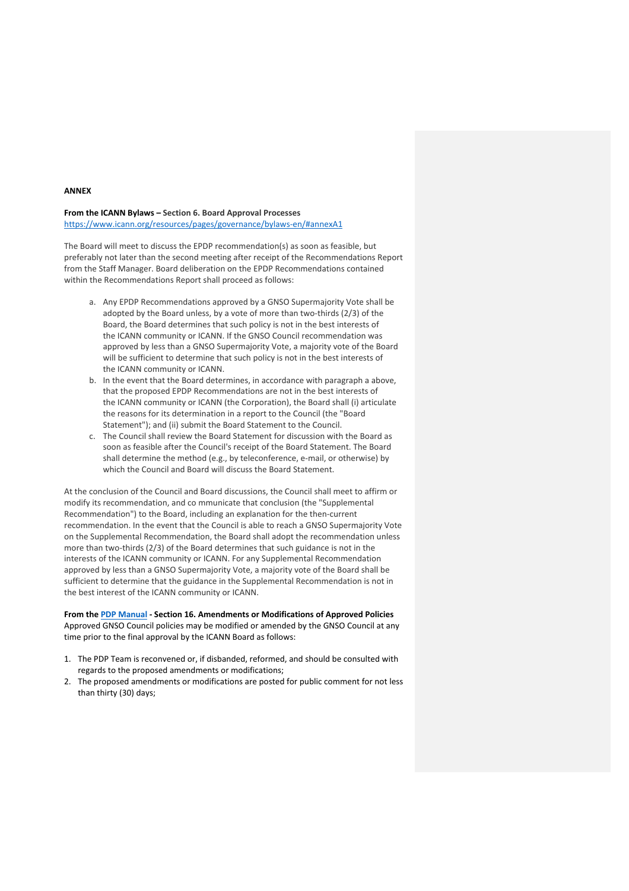**ANNEX**

**From the ICANN Bylaws – Section 6. Board Approval Processes**
https://www.icann.org/resources/pages/governance/bylaws-en/#annexA1

The Board will meet to discuss the EPDP recommendation(s) as soon as feasible, but preferably not later than the second meeting after receipt of the Recommendations Report from the Staff Manager. Board deliberation on the EPDP Recommendations contained within the Recommendations Report shall proceed as follows:

a. Any EPDP Recommendations approved by a GNSO Supermajority Vote shall be adopted by the Board unless, by a vote of more than two-thirds (2/3) of the Board, the Board determines that such policy is not in the best interests of the ICANN community or ICANN. If the GNSO Council recommendation was approved by less than a GNSO Supermajority Vote, a majority vote of the Board will be sufficient to determine that such policy is not in the best interests of the ICANN community or ICANN.
b. In the event that the Board determines, in accordance with paragraph a above, that the proposed EPDP Recommendations are not in the best interests of the ICANN community or ICANN (the Corporation), the Board shall (i) articulate the reasons for its determination in a report to the Council (the "Board Statement"); and (ii) submit the Board Statement to the Council.
c. The Council shall review the Board Statement for discussion with the Board as soon as feasible after the Council's receipt of the Board Statement. The Board shall determine the method (e.g., by teleconference, e-mail, or otherwise) by which the Council and Board will discuss the Board Statement.

At the conclusion of the Council and Board discussions, the Council shall meet to affirm or modify its recommendation, and co mmunicate that conclusion (the "Supplemental Recommendation") to the Board, including an explanation for the then-current recommendation. In the event that the Council is able to reach a GNSO Supermajority Vote on the Supplemental Recommendation, the Board shall adopt the recommendation unless more than two-thirds (2/3) of the Board determines that such guidance is not in the interests of the ICANN community or ICANN. For any Supplemental Recommendation approved by less than a GNSO Supermajority Vote, a majority vote of the Board shall be sufficient to determine that the guidance in the Supplemental Recommendation is not in the best interest of the ICANN community or ICANN.

**From the PDP Manual - Section 16. Amendments or Modifications of Approved Policies**
Approved GNSO Council policies may be modified or amended by the GNSO Council at any time prior to the final approval by the ICANN Board as follows:

1. The PDP Team is reconvened or, if disbanded, reformed, and should be consulted with regards to the proposed amendments or modifications;
2. The proposed amendments or modifications are posted for public comment for not less than thirty (30) days;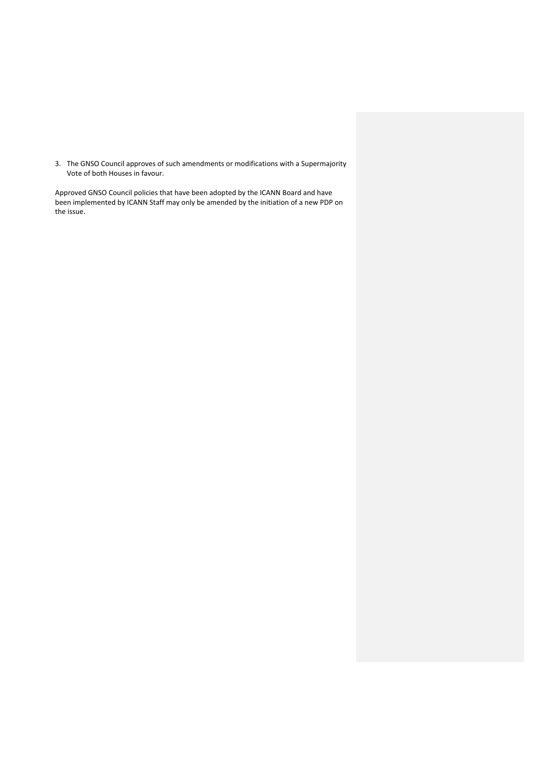3. The GNSO Council approves of such amendments or modifications with a Supermajority Vote of both Houses in favour.

Approved GNSO Council policies that have been adopted by the ICANN Board and have been implemented by ICANN Staff may only be amended by the initiation of a new PDP on the issue.